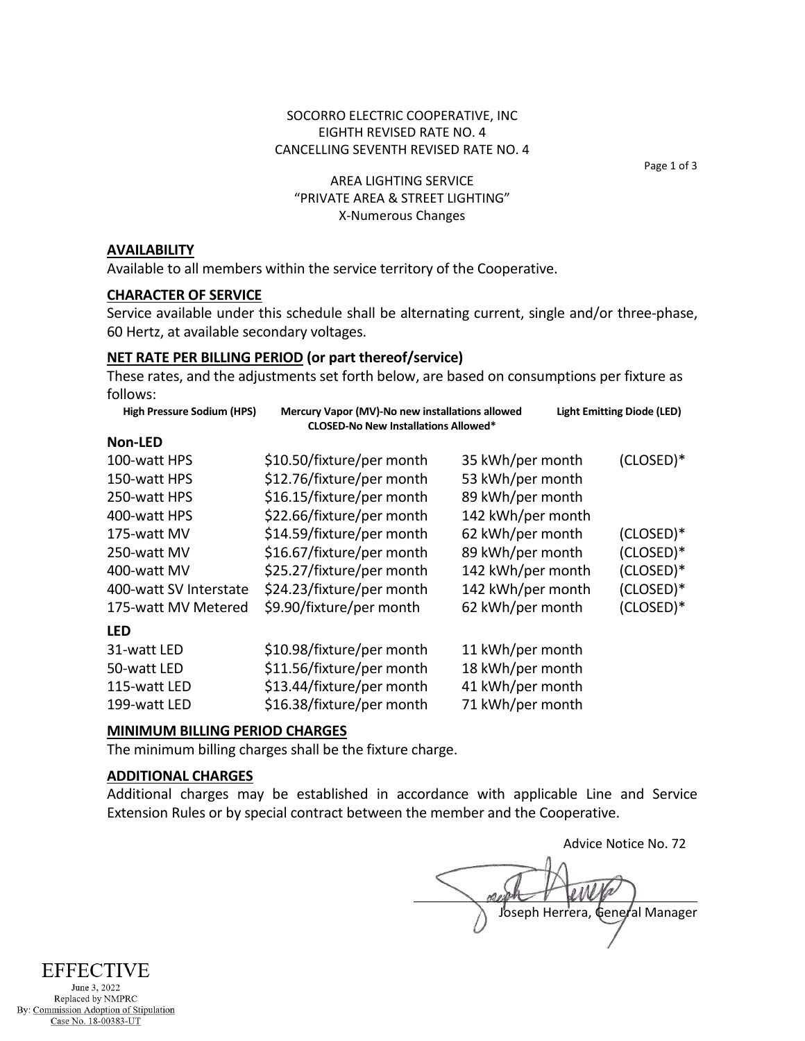SOCORRO ELECTRIC COOPERATIVE, INC
EIGHTH REVISED RATE NO. 4
CANCELLING SEVENTH REVISED RATE NO. 4

AREA LIGHTING SERVICE
"PRIVATE AREA & STREET LIGHTING"
X-Numerous Changes

## AVAILABILITY

Available to all members within the service territory of the Cooperative.

## CHARACTER OF SERVICE

Service available under this schedule shall be alternating current, single and/or three-phase, 60 Hertz, at available secondary voltages.

## NET RATE PER BILLING PERIOD (or part thereof/service)

These rates, and the adjustments set forth below, are based on consumptions per fixture as follows:

**High Pressure Sodium (HPS)** **Mercury Vapor (MV)-No new installations allowed** **Light Emitting Diode (LED)**
**CLOSED-No New Installations Allowed***

| Fixture | Rate | Consumption | |
|---|---|---|---|
| **Non-LED** | | | |
| 100-watt HPS | $10.50/fixture/per month | 35 kWh/per month | (CLOSED)* |
| 150-watt HPS | $12.76/fixture/per month | 53 kWh/per month | |
| 250-watt HPS | $16.15/fixture/per month | 89 kWh/per month | |
| 400-watt HPS | $22.66/fixture/per month | 142 kWh/per month | |
| 175-watt MV | $14.59/fixture/per month | 62 kWh/per month | (CLOSED)* |
| 250-watt MV | $16.67/fixture/per month | 89 kWh/per month | (CLOSED)* |
| 400-watt MV | $25.27/fixture/per month | 142 kWh/per month | (CLOSED)* |
| 400-watt SV Interstate | $24.23/fixture/per month | 142 kWh/per month | (CLOSED)* |
| 175-watt MV Metered | $9.90/fixture/per month | 62 kWh/per month | (CLOSED)* |
| **LED** | | | |
| 31-watt LED | $10.98/fixture/per month | 11 kWh/per month | |
| 50-watt LED | $11.56/fixture/per month | 18 kWh/per month | |
| 115-watt LED | $13.44/fixture/per month | 41 kWh/per month | |
| 199-watt LED | $16.38/fixture/per month | 71 kWh/per month | |

## MINIMUM BILLING PERIOD CHARGES

The minimum billing charges shall be the fixture charge.

## ADDITIONAL CHARGES

Additional charges may be established in accordance with applicable Line and Service Extension Rules or by special contract between the member and the Cooperative.

Advice Notice No. 72

Joseph Herrera, General Manager

EFFECTIVE
June 3, 2022
Replaced by NMPRC
By: Commission Adoption of Stipulation
Case No. 18-00383-UT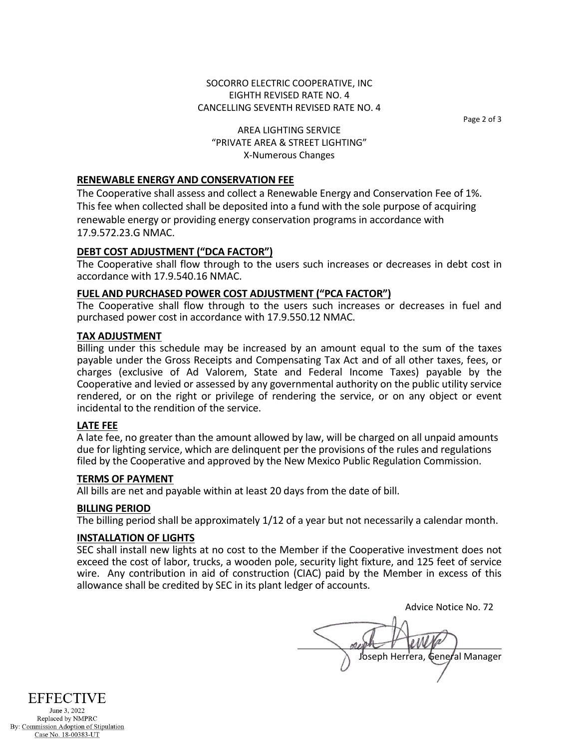SOCORRO ELECTRIC COOPERATIVE, INC
EIGHTH REVISED RATE NO. 4
CANCELLING SEVENTH REVISED RATE NO. 4

AREA LIGHTING SERVICE
"PRIVATE AREA & STREET LIGHTING"
X-Numerous Changes

## RENEWABLE ENERGY AND CONSERVATION FEE

The Cooperative shall assess and collect a Renewable Energy and Conservation Fee of 1%. This fee when collected shall be deposited into a fund with the sole purpose of acquiring renewable energy or providing energy conservation programs in accordance with 17.9.572.23.G NMAC.

## DEBT COST ADJUSTMENT ("DCA FACTOR")

The Cooperative shall flow through to the users such increases or decreases in debt cost in accordance with 17.9.540.16 NMAC.

## FUEL AND PURCHASED POWER COST ADJUSTMENT ("PCA FACTOR")

The Cooperative shall flow through to the users such increases or decreases in fuel and purchased power cost in accordance with 17.9.550.12 NMAC.

## TAX ADJUSTMENT

Billing under this schedule may be increased by an amount equal to the sum of the taxes payable under the Gross Receipts and Compensating Tax Act and of all other taxes, fees, or charges (exclusive of Ad Valorem, State and Federal Income Taxes) payable by the Cooperative and levied or assessed by any governmental authority on the public utility service rendered, or on the right or privilege of rendering the service, or on any object or event incidental to the rendition of the service.

## LATE FEE

A late fee, no greater than the amount allowed by law, will be charged on all unpaid amounts due for lighting service, which are delinquent per the provisions of the rules and regulations filed by the Cooperative and approved by the New Mexico Public Regulation Commission.

## TERMS OF PAYMENT

All bills are net and payable within at least 20 days from the date of bill.

## BILLING PERIOD

The billing period shall be approximately 1/12 of a year but not necessarily a calendar month.

## INSTALLATION OF LIGHTS

SEC shall install new lights at no cost to the Member if the Cooperative investment does not exceed the cost of labor, trucks, a wooden pole, security light fixture, and 125 feet of service wire. Any contribution in aid of construction (CIAC) paid by the Member in excess of this allowance shall be credited by SEC in its plant ledger of accounts.

Advice Notice No. 72

Joseph Herrera, General Manager

EFFECTIVE
June 3, 2022
Replaced by NMPRC
By: Commission Adoption of Stipulation
Case No. 18-00383-UT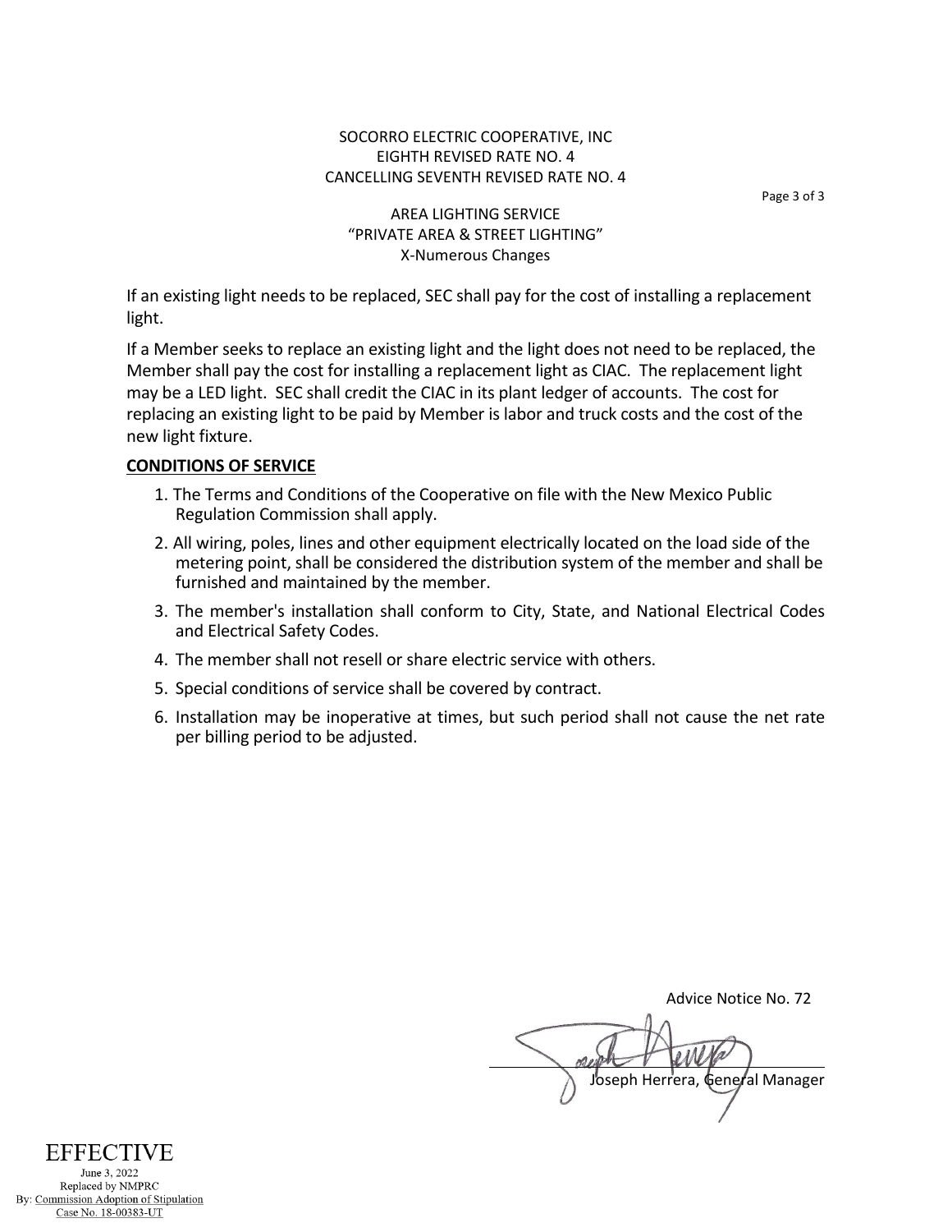SOCORRO ELECTRIC COOPERATIVE, INC
EIGHTH REVISED RATE NO. 4
CANCELLING SEVENTH REVISED RATE NO. 4

AREA LIGHTING SERVICE
"PRIVATE AREA & STREET LIGHTING"
X-Numerous Changes

If an existing light needs to be replaced, SEC shall pay for the cost of installing a replacement light.

If a Member seeks to replace an existing light and the light does not need to be replaced, the Member shall pay the cost for installing a replacement light as CIAC. The replacement light may be a LED light. SEC shall credit the CIAC in its plant ledger of accounts. The cost for replacing an existing light to be paid by Member is labor and truck costs and the cost of the new light fixture.

**CONDITIONS OF SERVICE**

1. The Terms and Conditions of the Cooperative on file with the New Mexico Public Regulation Commission shall apply.
2. All wiring, poles, lines and other equipment electrically located on the load side of the metering point, shall be considered the distribution system of the member and shall be furnished and maintained by the member.
3. The member's installation shall conform to City, State, and National Electrical Codes and Electrical Safety Codes.
4. The member shall not resell or share electric service with others.
5. Special conditions of service shall be covered by contract.
6. Installation may be inoperative at times, but such period shall not cause the net rate per billing period to be adjusted.

Advice Notice No. 72

Joseph Herrera, General Manager

EFFECTIVE
June 3, 2022
Replaced by NMPRC
By: Commission Adoption of Stipulation
Case No. 18-00383-UT